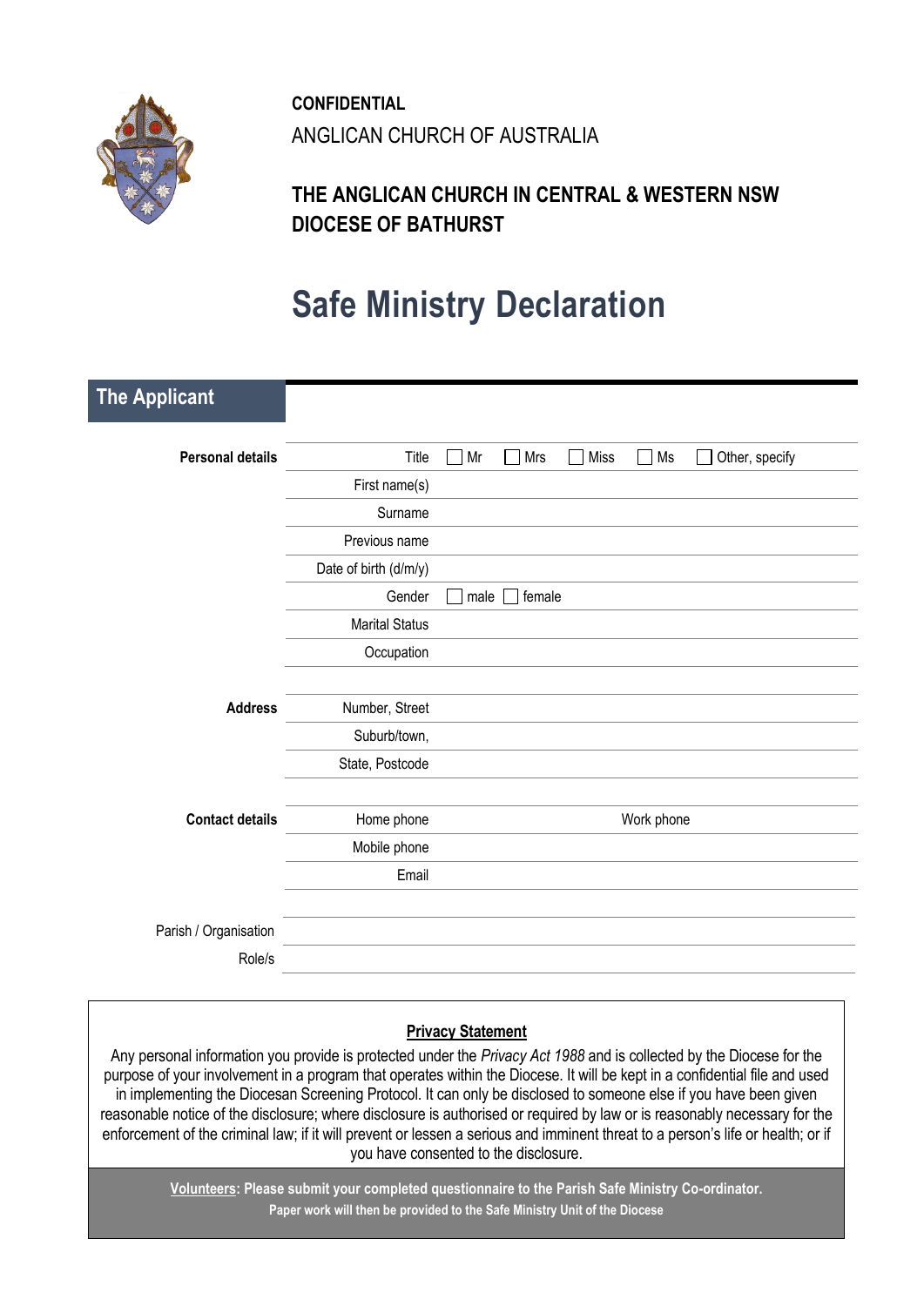**CONFIDENTIAL**

ANGLICAN CHURCH OF AUSTRALIA

**THE ANGLICAN CHURCH IN CENTRAL & WESTERN NSW**
**DIOCESE OF BATHURST**

# Safe Ministry Declaration

## The Applicant

| | | |
|---|---|---|
| **Personal details** | Title | ☐ Mr ☐ Mrs ☐ Miss ☐ Ms ☐ Other, specify |
| | First name(s) | |
| | Surname | |
| | Previous name | |
| | Date of birth (d/m/y) | |
| | Gender | ☐ male ☐ female |
| | Marital Status | |
| | Occupation | |
| **Address** | Number, Street | |
| | Suburb/town, | |
| | State, Postcode | |
| **Contact details** | Home phone | Work phone |
| | Mobile phone | |
| | Email | |
| Parish / Organisation | | |
| Role/s | | |

**Privacy Statement**

Any personal information you provide is protected under the *Privacy Act 1988* and is collected by the Diocese for the purpose of your involvement in a program that operates within the Diocese. It will be kept in a confidential file and used in implementing the Diocesan Screening Protocol. It can only be disclosed to someone else if you have been given reasonable notice of the disclosure; where disclosure is authorised or required by law or is reasonably necessary for the enforcement of the criminal law; if it will prevent or lessen a serious and imminent threat to a person's life or health; or if you have consented to the disclosure.

**Volunteers: Please submit your completed questionnaire to the Parish Safe Ministry Co-ordinator.**
**Paper work will then be provided to the Safe Ministry Unit of the Diocese**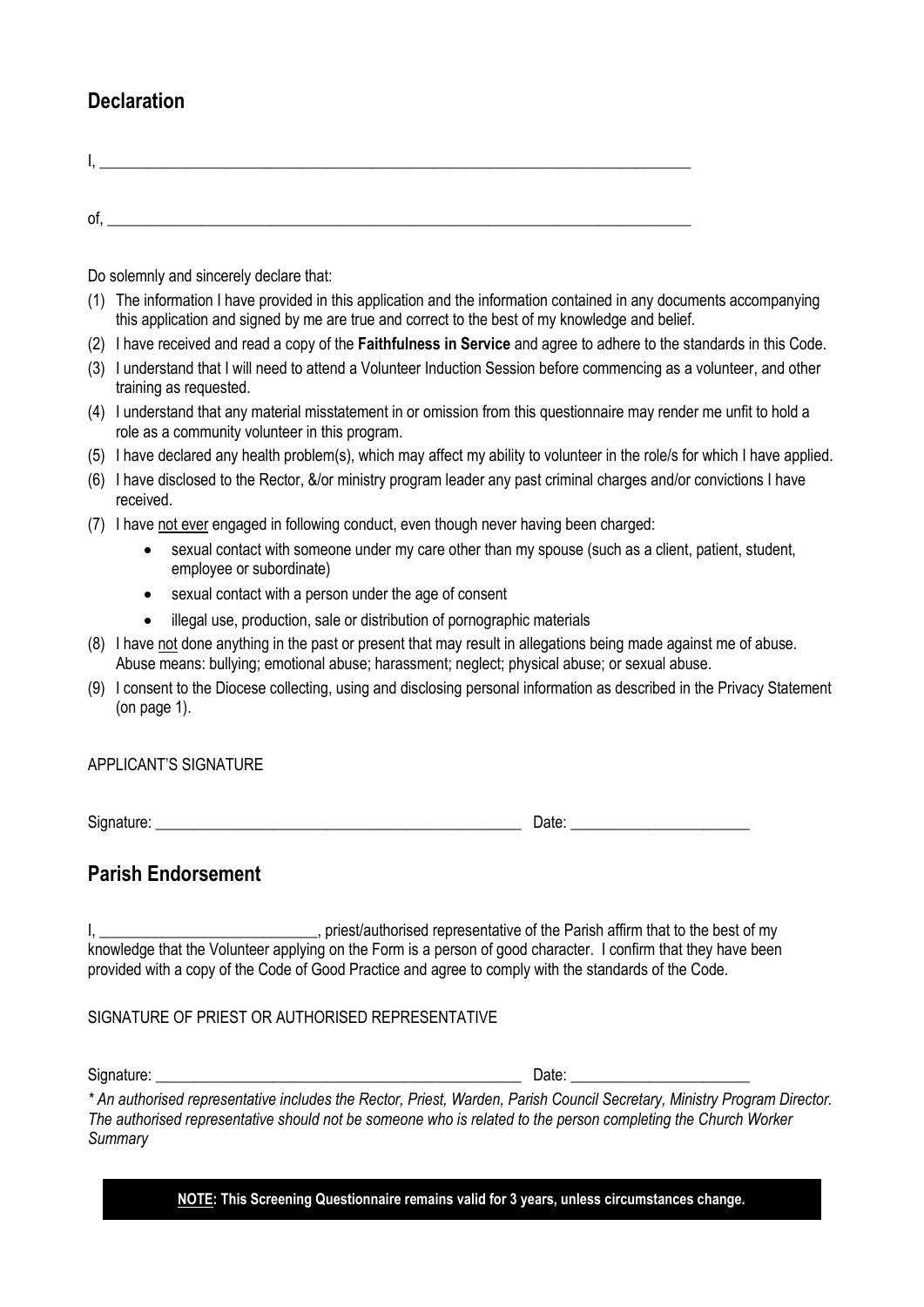## Declaration

I, ___________________________________________________________________________

of, __________________________________________________________________________

Do solemnly and sincerely declare that:

(1) The information I have provided in this application and the information contained in any documents accompanying this application and signed by me are true and correct to the best of my knowledge and belief.
(2) I have received and read a copy of the **Faithfulness in Service** and agree to adhere to the standards in this Code.
(3) I understand that I will need to attend a Volunteer Induction Session before commencing as a volunteer, and other training as requested.
(4) I understand that any material misstatement in or omission from this questionnaire may render me unfit to hold a role as a community volunteer in this program.
(5) I have declared any health problem(s), which may affect my ability to volunteer in the role/s for which I have applied.
(6) I have disclosed to the Rector, &/or ministry program leader any past criminal charges and/or convictions I have received.
(7) I have <u>not ever</u> engaged in following conduct, even though never having been charged:
    - sexual contact with someone under my care other than my spouse (such as a client, patient, student, employee or subordinate)
    - sexual contact with a person under the age of consent
    - illegal use, production, sale or distribution of pornographic materials
(8) I have <u>not</u> done anything in the past or present that may result in allegations being made against me of abuse. Abuse means: bullying; emotional abuse; harassment; neglect; physical abuse; or sexual abuse.
(9) I consent to the Diocese collecting, using and disclosing personal information as described in the Privacy Statement (on page 1).

APPLICANT'S SIGNATURE

Signature: ________________________________________________ Date: ______________________

## Parish Endorsement

I, ____________________________, priest/authorised representative of the Parish affirm that to the best of my knowledge that the Volunteer applying on the Form is a person of good character. I confirm that they have been provided with a copy of the Code of Good Practice and agree to comply with the standards of the Code.

SIGNATURE OF PRIEST OR AUTHORISED REPRESENTATIVE

Signature: ________________________________________________ Date: ______________________

*\* An authorised representative includes the Rector, Priest, Warden, Parish Council Secretary, Ministry Program Director. The authorised representative should not be someone who is related to the person completing the Church Worker Summary*

**<u>NOTE</u>: This Screening Questionnaire remains valid for 3 years, unless circumstances change.**